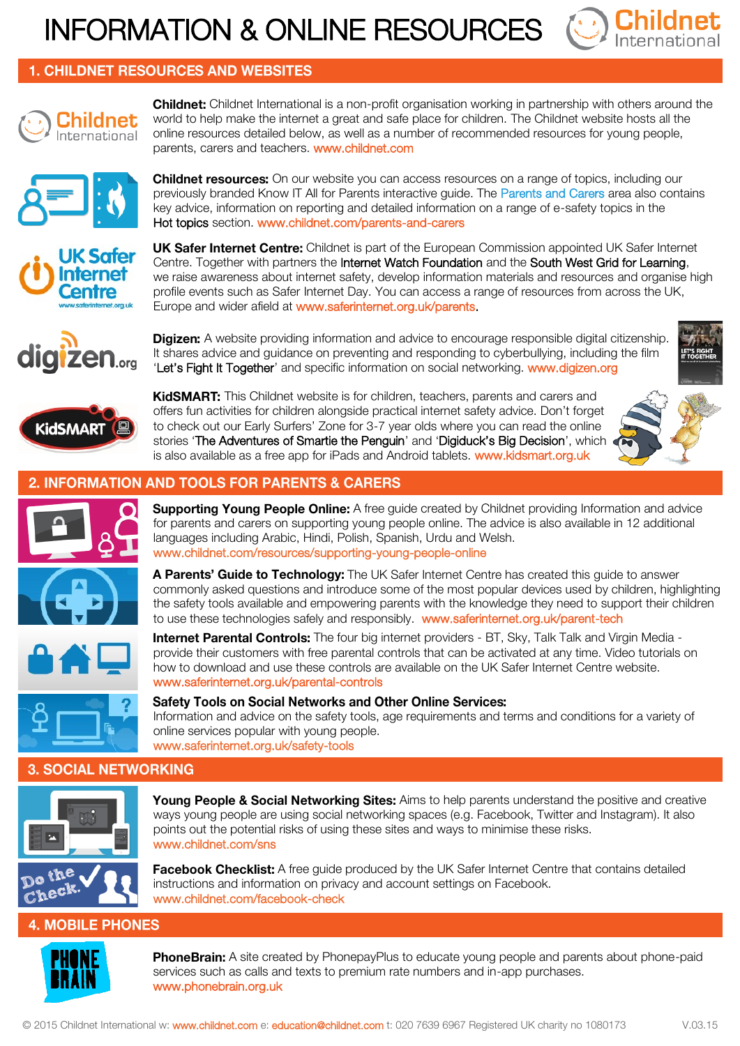# INFORMATION & ONLINE RESOURCES

## 1. CHILDNET RESOURCES AND WEBSITES

**Childnet:** Childnet International is a non-profit organisation working in partnership with others around the world to help make the internet a great and safe place for children. The Childnet website hosts all the online resources detailed below, as well as a number of recommended resources for young people, parents, carers and teachers. www.childnet.com

**Childnet resources:** On our website you can access resources on a range of topics, including our previously branded Know IT All for Parents interactive guide. The Parents and Carers area also contains key advice, information on reporting and detailed information on a range of e-safety topics in the Hot topics section. www.childnet.com/parents-and-carers

**UK Safer Internet Centre:** Childnet is part of the European Commission appointed UK Safer Internet Centre. Together with partners the Internet Watch Foundation and the South West Grid for Learning, we raise awareness about internet safety, develop information materials and resources and organise high profile events such as Safer Internet Day. You can access a range of resources from across the UK, Europe and wider afield at www.saferinternet.org.uk/parents.

**Digizen:** A website providing information and advice to encourage responsible digital citizenship. It shares advice and guidance on preventing and responding to cyberbullying, including the film 'Let's Fight It Together' and specific information on social networking. www.digizen.org

**KidSMART:** This Childnet website is for children, teachers, parents and carers and offers fun activities for children alongside practical internet safety advice. Don't forget to check out our Early Surfers' Zone for 3-7 year olds where you can read the online stories 'The Adventures of Smartie the Penguin' and 'Digiduck's Big Decision', which is also available as a free app for iPads and Android tablets. www.kidsmart.org.uk

## 2. INFORMATION AND TOOLS FOR PARENTS & CARERS

**Supporting Young People Online:** A free guide created by Childnet providing Information and advice for parents and carers on supporting young people online. The advice is also available in 12 additional languages including Arabic, Hindi, Polish, Spanish, Urdu and Welsh.
www.childnet.com/resources/supporting-young-people-online

**A Parents' Guide to Technology:** The UK Safer Internet Centre has created this guide to answer commonly asked questions and introduce some of the most popular devices used by children, highlighting the safety tools available and empowering parents with the knowledge they need to support their children to use these technologies safely and responsibly. www.saferinternet.org.uk/parent-tech

**Internet Parental Controls:** The four big internet providers - BT, Sky, Talk Talk and Virgin Media - provide their customers with free parental controls that can be activated at any time. Video tutorials on how to download and use these controls are available on the UK Safer Internet Centre website.
www.saferinternet.org.uk/parental-controls

**Safety Tools on Social Networks and Other Online Services:**
Information and advice on the safety tools, age requirements and terms and conditions for a variety of online services popular with young people.
www.saferinternet.org.uk/safety-tools

## 3. SOCIAL NETWORKING

**Young People & Social Networking Sites:** Aims to help parents understand the positive and creative ways young people are using social networking spaces (e.g. Facebook, Twitter and Instagram). It also points out the potential risks of using these sites and ways to minimise these risks.
www.childnet.com/sns

**Facebook Checklist:** A free guide produced by the UK Safer Internet Centre that contains detailed instructions and information on privacy and account settings on Facebook.
www.childnet.com/facebook-check

## 4. MOBILE PHONES

**PhoneBrain:** A site created by PhonepayPlus to educate young people and parents about phone-paid services such as calls and texts to premium rate numbers and in-app purchases.
www.phonebrain.org.uk

© 2015 Childnet International w: www.childnet.com e: education@childnet.com t: 020 7639 6967 Registered UK charity no 1080173 V.03.15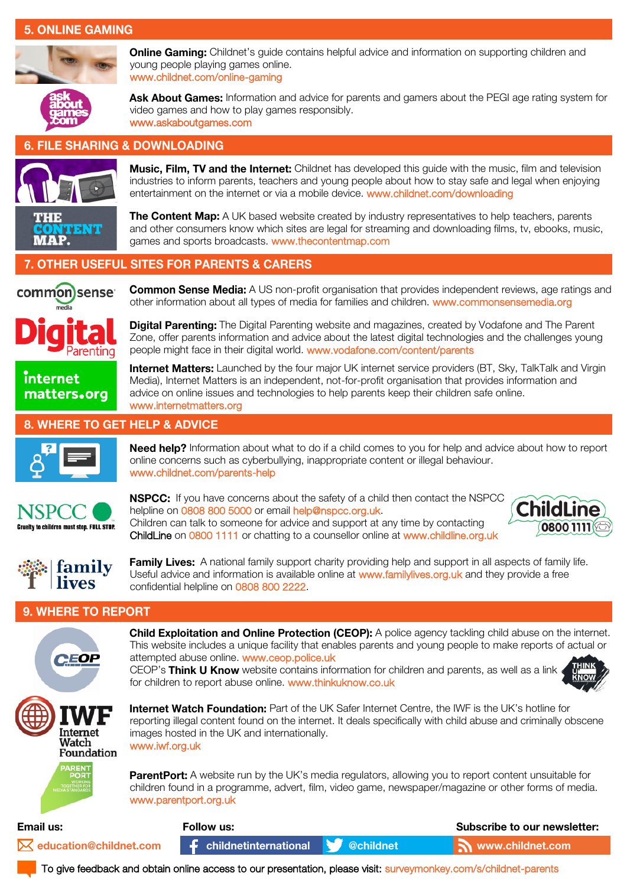## 5. ONLINE GAMING

**Online Gaming:** Childnet's guide contains helpful advice and information on supporting children and young people playing games online.
www.childnet.com/online-gaming

**Ask About Games:** Information and advice for parents and gamers about the PEGI age rating system for video games and how to play games responsibly.
www.askaboutgames.com

## 6. FILE SHARING & DOWNLOADING

**Music, Film, TV and the Internet:** Childnet has developed this guide with the music, film and television industries to inform parents, teachers and young people about how to stay safe and legal when enjoying entertainment on the internet or via a mobile device. www.childnet.com/downloading

**The Content Map:** A UK based website created by industry representatives to help teachers, parents and other consumers know which sites are legal for streaming and downloading films, tv, ebooks, music, games and sports broadcasts. www.thecontentmap.com

## 7. OTHER USEFUL SITES FOR PARENTS & CARERS

**Common Sense Media:** A US non-profit organisation that provides independent reviews, age ratings and other information about all types of media for families and children. www.commonsensemedia.org

**Digital Parenting:** The Digital Parenting website and magazines, created by Vodafone and The Parent Zone, offer parents information and advice about the latest digital technologies and the challenges young people might face in their digital world. www.vodafone.com/content/parents

**Internet Matters:** Launched by the four major UK internet service providers (BT, Sky, TalkTalk and Virgin Media), Internet Matters is an independent, not-for-profit organisation that provides information and advice on online issues and technologies to help parents keep their children safe online.
www.internetmatters.org

## 8. WHERE TO GET HELP & ADVICE

**Need help?** Information about what to do if a child comes to you for help and advice about how to report online concerns such as cyberbullying, inappropriate content or illegal behaviour.
www.childnet.com/parents-help

**NSPCC:** If you have concerns about the safety of a child then contact the NSPCC helpline on 0808 800 5000 or email help@nspcc.org.uk.
Children can talk to someone for advice and support at any time by contacting ChildLine on 0800 1111 or chatting to a counsellor online at www.childline.org.uk

**Family Lives:** A national family support charity providing help and support in all aspects of family life. Useful advice and information is available online at www.familylives.org.uk and they provide a free confidential helpline on 0808 800 2222.

## 9. WHERE TO REPORT

**Child Exploitation and Online Protection (CEOP):** A police agency tackling child abuse on the internet. This website includes a unique facility that enables parents and young people to make reports of actual or attempted abuse online. www.ceop.police.uk
CEOP's **Think U Know** website contains information for children and parents, as well as a link for children to report abuse online. www.thinkuknow.co.uk

**Internet Watch Foundation:** Part of the UK Safer Internet Centre, the IWF is the UK's hotline for reporting illegal content found on the internet. It deals specifically with child abuse and criminally obscene images hosted in the UK and internationally.
www.iwf.org.uk

**ParentPort:** A website run by the UK's media regulators, allowing you to report content unsuitable for children found in a programme, advert, film, video game, newspaper/magazine or other forms of media.
www.parentport.org.uk

**Email us:** education@childnet.com

**Follow us:** childnetinternational | @childnet

**Subscribe to our newsletter:** www.childnet.com

To give feedback and obtain online access to our presentation, please visit: surveymonkey.com/s/childnet-parents